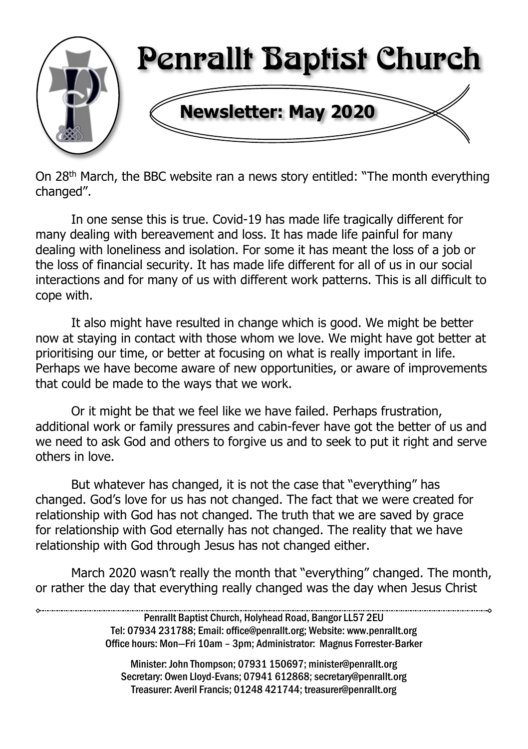# Penrallt Baptist Church

## Newsletter: May 2020

On 28th March, the BBC website ran a news story entitled: "The month everything changed".

In one sense this is true. Covid-19 has made life tragically different for many dealing with bereavement and loss. It has made life painful for many dealing with loneliness and isolation. For some it has meant the loss of a job or the loss of financial security. It has made life different for all of us in our social interactions and for many of us with different work patterns. This is all difficult to cope with.

It also might have resulted in change which is good. We might be better now at staying in contact with those whom we love. We might have got better at prioritising our time, or better at focusing on what is really important in life. Perhaps we have become aware of new opportunities, or aware of improvements that could be made to the ways that we work.

Or it might be that we feel like we have failed. Perhaps frustration, additional work or family pressures and cabin-fever have got the better of us and we need to ask God and others to forgive us and to seek to put it right and serve others in love.

But whatever has changed, it is not the case that "everything" has changed. God's love for us has not changed. The fact that we were created for relationship with God has not changed. The truth that we are saved by grace for relationship with God eternally has not changed. The reality that we have relationship with God through Jesus has not changed either.

March 2020 wasn't really the month that "everything" changed. The month, or rather the day that everything really changed was the day when Jesus Christ

---

Penrallt Baptist Church, Holyhead Road, Bangor LL57 2EU
Tel: 07934 231788; Email: office@penrallt.org; Website: www.penrallt.org
Office hours: Mon—Fri 10am – 3pm; Administrator: Magnus Forrester-Barker

Minister: John Thompson; 07931 150697; minister@penrallt.org
Secretary: Owen Lloyd-Evans; 07941 612868; secretary@penrallt.org
Treasurer: Averil Francis; 01248 421744; treasurer@penrallt.org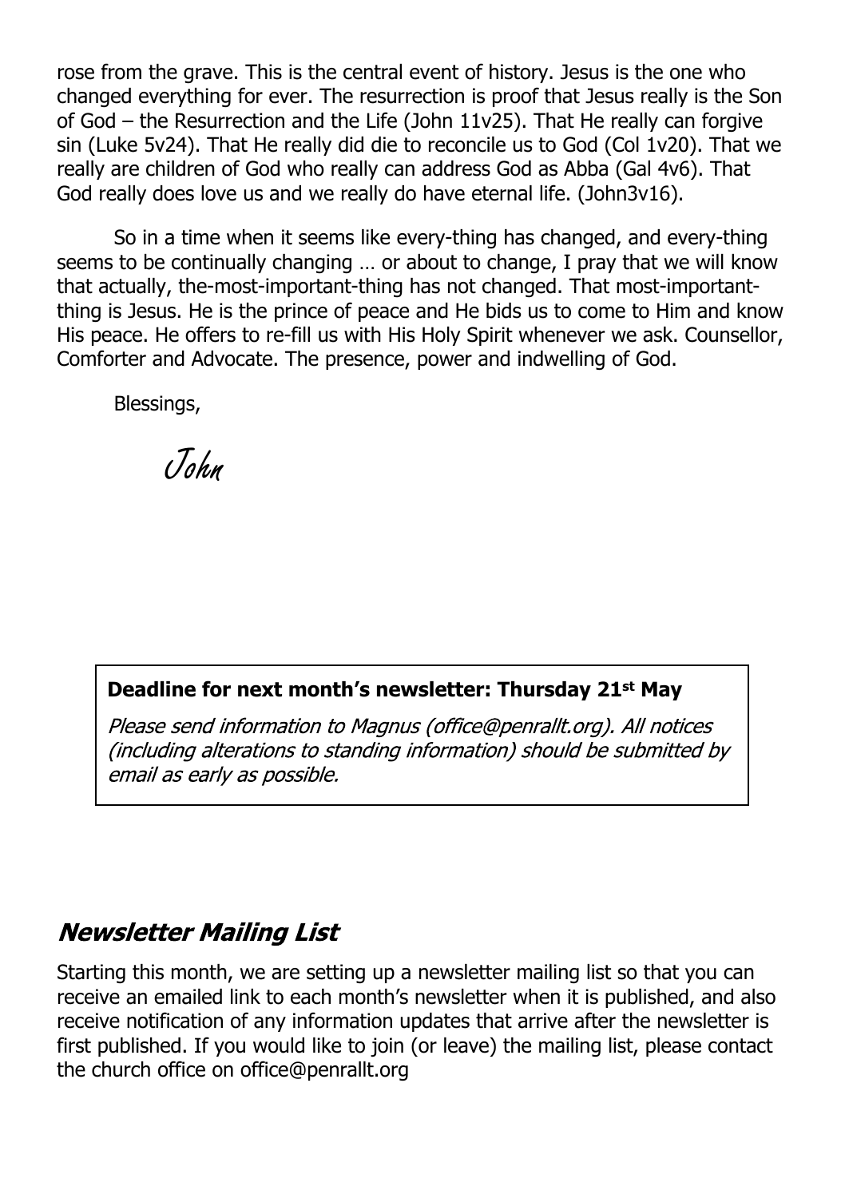rose from the grave. This is the central event of history. Jesus is the one who changed everything for ever. The resurrection is proof that Jesus really is the Son of God – the Resurrection and the Life (John 11v25). That He really can forgive sin (Luke 5v24). That He really did die to reconcile us to God (Col 1v20). That we really are children of God who really can address God as Abba (Gal 4v6). That God really does love us and we really do have eternal life. (John3v16).

So in a time when it seems like every-thing has changed, and every-thing seems to be continually changing … or about to change, I pray that we will know that actually, the-most-important-thing has not changed. That most-important-thing is Jesus. He is the prince of peace and He bids us to come to Him and know His peace. He offers to re-fill us with His Holy Spirit whenever we ask. Counsellor, Comforter and Advocate. The presence, power and indwelling of God.

Blessings,

*John*

**Deadline for next month's newsletter: Thursday 21st May**

*Please send information to Magnus (office@penrallt.org). All notices (including alterations to standing information) should be submitted by email as early as possible.*

## *Newsletter Mailing List*

Starting this month, we are setting up a newsletter mailing list so that you can receive an emailed link to each month's newsletter when it is published, and also receive notification of any information updates that arrive after the newsletter is first published. If you would like to join (or leave) the mailing list, please contact the church office on office@penrallt.org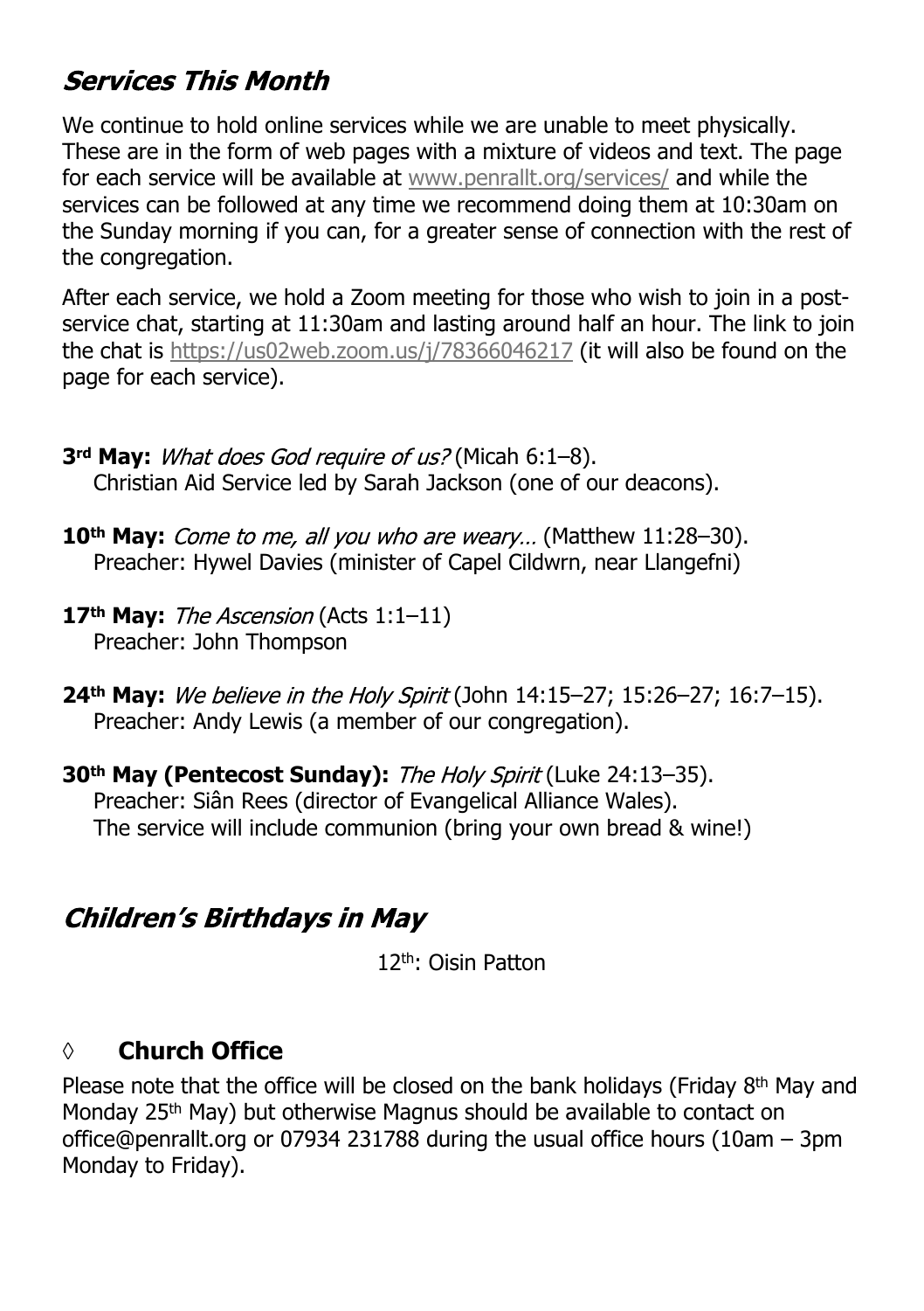## *Services This Month*

We continue to hold online services while we are unable to meet physically. These are in the form of web pages with a mixture of videos and text. The page for each service will be available at www.penrallt.org/services/ and while the services can be followed at any time we recommend doing them at 10:30am on the Sunday morning if you can, for a greater sense of connection with the rest of the congregation.

After each service, we hold a Zoom meeting for those who wish to join in a post-service chat, starting at 11:30am and lasting around half an hour. The link to join the chat is https://us02web.zoom.us/j/78366046217 (it will also be found on the page for each service).

**3rd May:** *What does God require of us?* (Micah 6:1–8).
Christian Aid Service led by Sarah Jackson (one of our deacons).

**10th May:** *Come to me, all you who are weary…* (Matthew 11:28–30).
Preacher: Hywel Davies (minister of Capel Cildwrn, near Llangefni)

**17th May:** *The Ascension* (Acts 1:1–11)
Preacher: John Thompson

**24th May:** *We believe in the Holy Spirit* (John 14:15–27; 15:26–27; 16:7–15).
Preacher: Andy Lewis (a member of our congregation).

**30th May (Pentecost Sunday):** *The Holy Spirit* (Luke 24:13–35).
Preacher: Siân Rees (director of Evangelical Alliance Wales).
The service will include communion (bring your own bread & wine!)

## *Children's Birthdays in May*

12th: Oisin Patton

### ◊ Church Office

Please note that the office will be closed on the bank holidays (Friday 8th May and Monday 25th May) but otherwise Magnus should be available to contact on office@penrallt.org or 07934 231788 during the usual office hours (10am – 3pm Monday to Friday).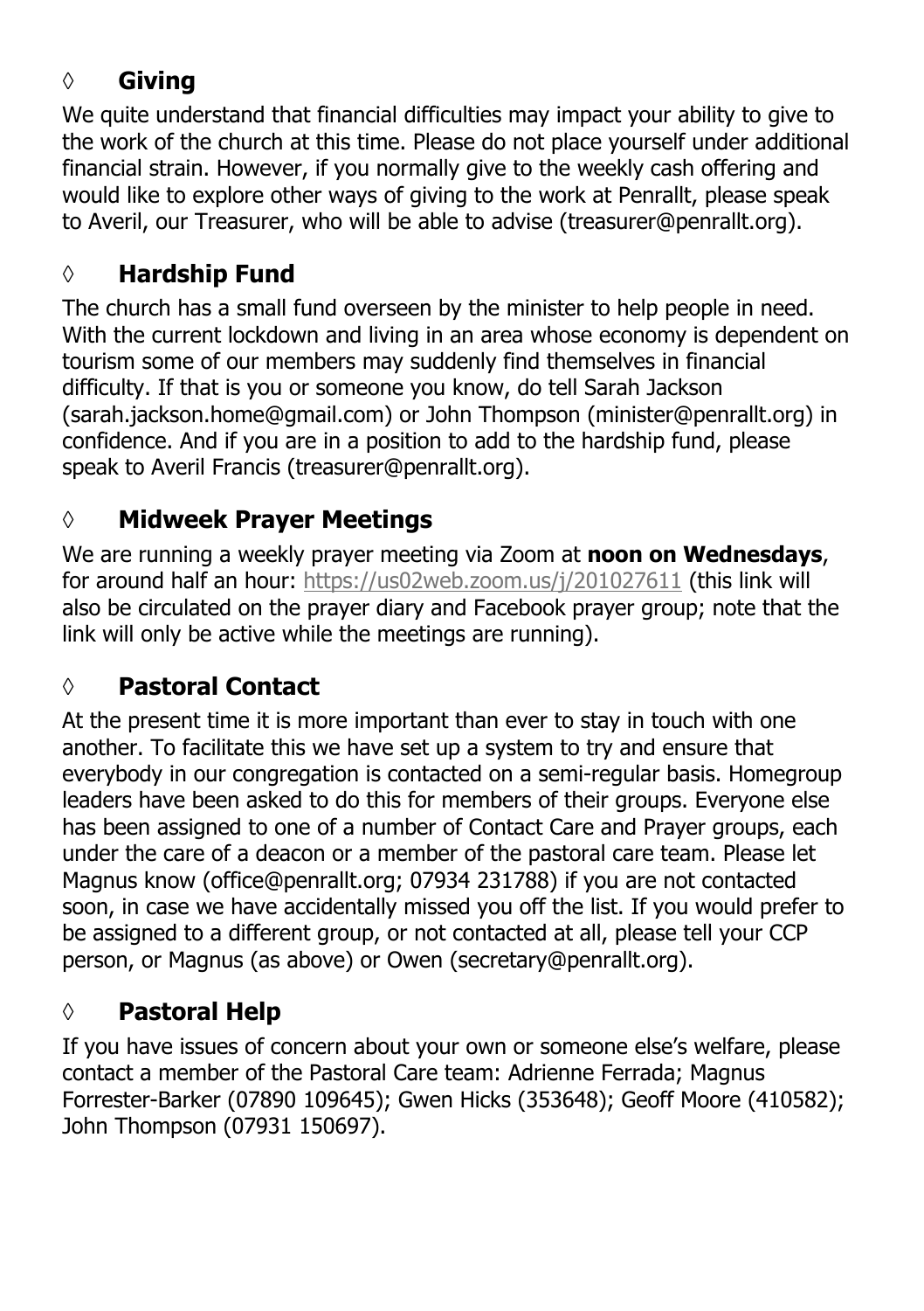## ◊ Giving

We quite understand that financial difficulties may impact your ability to give to the work of the church at this time. Please do not place yourself under additional financial strain. However, if you normally give to the weekly cash offering and would like to explore other ways of giving to the work at Penrallt, please speak to Averil, our Treasurer, who will be able to advise (treasurer@penrallt.org).

## ◊ Hardship Fund

The church has a small fund overseen by the minister to help people in need. With the current lockdown and living in an area whose economy is dependent on tourism some of our members may suddenly find themselves in financial difficulty. If that is you or someone you know, do tell Sarah Jackson (sarah.jackson.home@gmail.com) or John Thompson (minister@penrallt.org) in confidence. And if you are in a position to add to the hardship fund, please speak to Averil Francis (treasurer@penrallt.org).

## ◊ Midweek Prayer Meetings

We are running a weekly prayer meeting via Zoom at **noon on Wednesdays**, for around half an hour: https://us02web.zoom.us/j/201027611 (this link will also be circulated on the prayer diary and Facebook prayer group; note that the link will only be active while the meetings are running).

## ◊ Pastoral Contact

At the present time it is more important than ever to stay in touch with one another. To facilitate this we have set up a system to try and ensure that everybody in our congregation is contacted on a semi-regular basis. Homegroup leaders have been asked to do this for members of their groups. Everyone else has been assigned to one of a number of Contact Care and Prayer groups, each under the care of a deacon or a member of the pastoral care team. Please let Magnus know (office@penrallt.org; 07934 231788) if you are not contacted soon, in case we have accidentally missed you off the list. If you would prefer to be assigned to a different group, or not contacted at all, please tell your CCP person, or Magnus (as above) or Owen (secretary@penrallt.org).

## ◊ Pastoral Help

If you have issues of concern about your own or someone else's welfare, please contact a member of the Pastoral Care team: Adrienne Ferrada; Magnus Forrester-Barker (07890 109645); Gwen Hicks (353648); Geoff Moore (410582); John Thompson (07931 150697).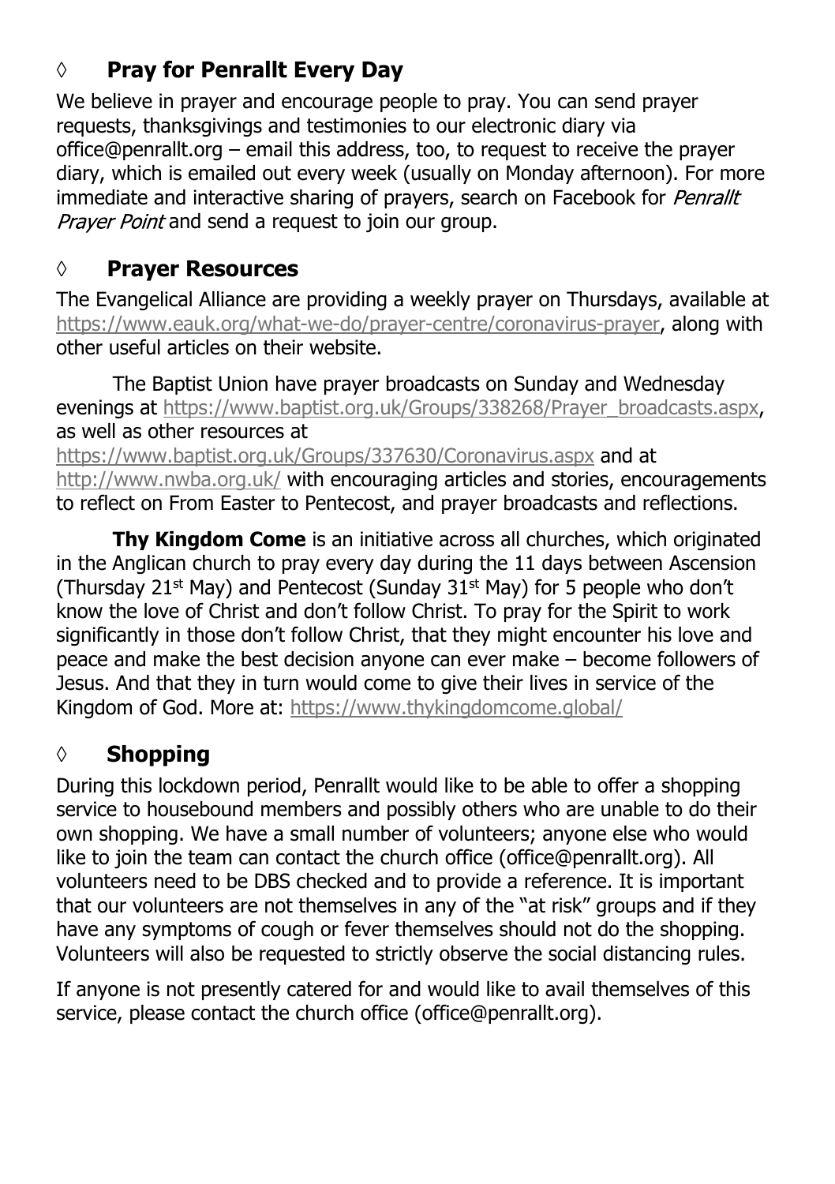## ◊ Pray for Penrallt Every Day

We believe in prayer and encourage people to pray. You can send prayer requests, thanksgivings and testimonies to our electronic diary via office@penrallt.org – email this address, too, to request to receive the prayer diary, which is emailed out every week (usually on Monday afternoon). For more immediate and interactive sharing of prayers, search on Facebook for *Penrallt Prayer Point* and send a request to join our group.

## ◊ Prayer Resources

The Evangelical Alliance are providing a weekly prayer on Thursdays, available at https://www.eauk.org/what-we-do/prayer-centre/coronavirus-prayer, along with other useful articles on their website.

The Baptist Union have prayer broadcasts on Sunday and Wednesday evenings at https://www.baptist.org.uk/Groups/338268/Prayer_broadcasts.aspx, as well as other resources at https://www.baptist.org.uk/Groups/337630/Coronavirus.aspx and at http://www.nwba.org.uk/ with encouraging articles and stories, encouragements to reflect on From Easter to Pentecost, and prayer broadcasts and reflections.

**Thy Kingdom Come** is an initiative across all churches, which originated in the Anglican church to pray every day during the 11 days between Ascension (Thursday 21st May) and Pentecost (Sunday 31st May) for 5 people who don't know the love of Christ and don't follow Christ. To pray for the Spirit to work significantly in those don't follow Christ, that they might encounter his love and peace and make the best decision anyone can ever make – become followers of Jesus. And that they in turn would come to give their lives in service of the Kingdom of God. More at: https://www.thykingdomcome.global/

## ◊ Shopping

During this lockdown period, Penrallt would like to be able to offer a shopping service to housebound members and possibly others who are unable to do their own shopping. We have a small number of volunteers; anyone else who would like to join the team can contact the church office (office@penrallt.org). All volunteers need to be DBS checked and to provide a reference. It is important that our volunteers are not themselves in any of the "at risk" groups and if they have any symptoms of cough or fever themselves should not do the shopping. Volunteers will also be requested to strictly observe the social distancing rules.

If anyone is not presently catered for and would like to avail themselves of this service, please contact the church office (office@penrallt.org).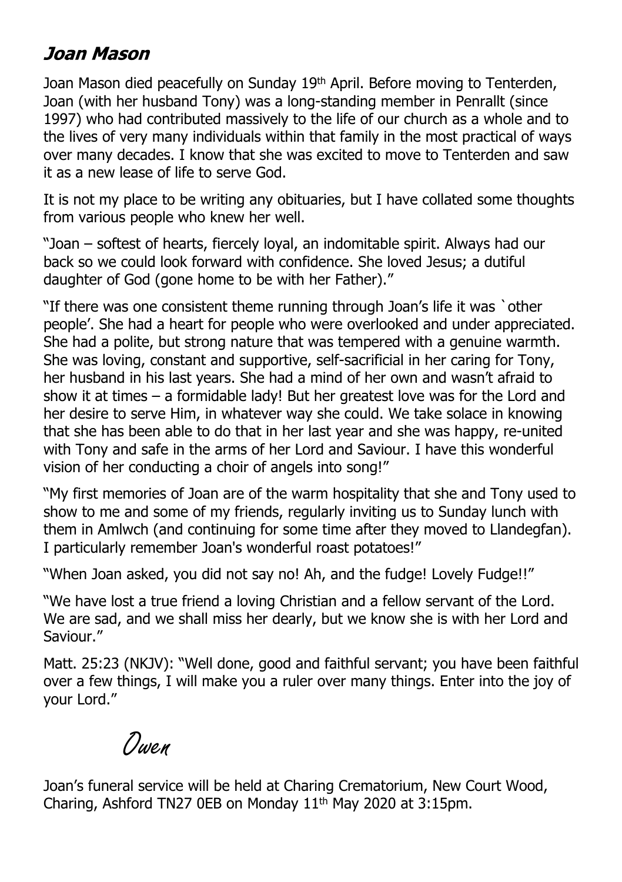## **Joan Mason**

Joan Mason died peacefully on Sunday 19th April. Before moving to Tenterden, Joan (with her husband Tony) was a long-standing member in Penrallt (since 1997) who had contributed massively to the life of our church as a whole and to the lives of very many individuals within that family in the most practical of ways over many decades. I know that she was excited to move to Tenterden and saw it as a new lease of life to serve God.

It is not my place to be writing any obituaries, but I have collated some thoughts from various people who knew her well.

"Joan – softest of hearts, fiercely loyal, an indomitable spirit. Always had our back so we could look forward with confidence. She loved Jesus; a dutiful daughter of God (gone home to be with her Father)."

"If there was one consistent theme running through Joan's life it was `other people'. She had a heart for people who were overlooked and under appreciated. She had a polite, but strong nature that was tempered with a genuine warmth. She was loving, constant and supportive, self-sacrificial in her caring for Tony, her husband in his last years. She had a mind of her own and wasn't afraid to show it at times – a formidable lady! But her greatest love was for the Lord and her desire to serve Him, in whatever way she could. We take solace in knowing that she has been able to do that in her last year and she was happy, re-united with Tony and safe in the arms of her Lord and Saviour. I have this wonderful vision of her conducting a choir of angels into song!"

"My first memories of Joan are of the warm hospitality that she and Tony used to show to me and some of my friends, regularly inviting us to Sunday lunch with them in Amlwch (and continuing for some time after they moved to Llandegfan). I particularly remember Joan's wonderful roast potatoes!"

"When Joan asked, you did not say no! Ah, and the fudge! Lovely Fudge!!"

"We have lost a true friend a loving Christian and a fellow servant of the Lord. We are sad, and we shall miss her dearly, but we know she is with her Lord and Saviour."

Matt. 25:23 (NKJV): "Well done, good and faithful servant; you have been faithful over a few things, I will make you a ruler over many things. Enter into the joy of your Lord."

*Owen*

Joan's funeral service will be held at Charing Crematorium, New Court Wood, Charing, Ashford TN27 0EB on Monday 11th May 2020 at 3:15pm.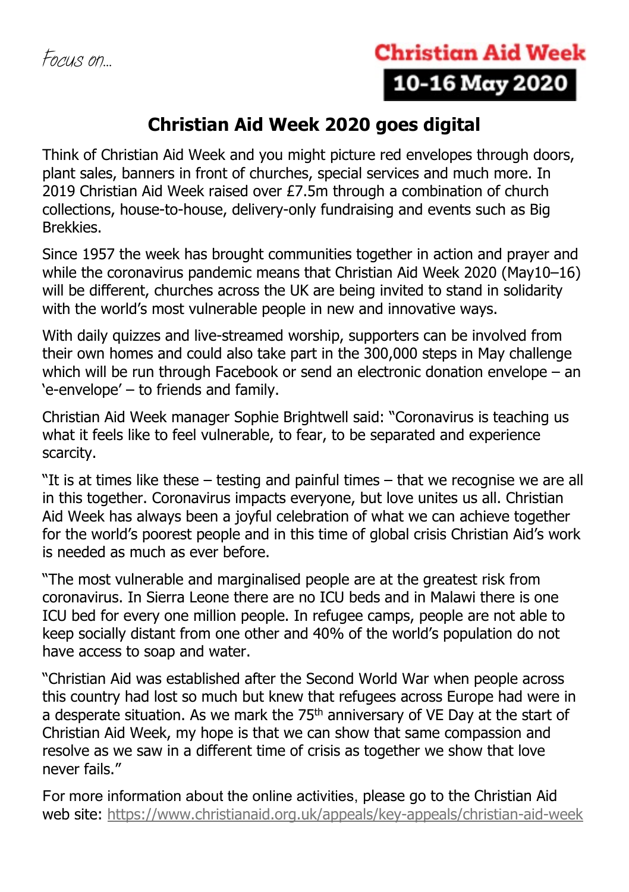*Focus on...*

**Christian Aid Week**

**10-16 May 2020**

## Christian Aid Week 2020 goes digital

Think of Christian Aid Week and you might picture red envelopes through doors, plant sales, banners in front of churches, special services and much more. In 2019 Christian Aid Week raised over £7.5m through a combination of church collections, house-to-house, delivery-only fundraising and events such as Big Brekkies.

Since 1957 the week has brought communities together in action and prayer and while the coronavirus pandemic means that Christian Aid Week 2020 (May10–16) will be different, churches across the UK are being invited to stand in solidarity with the world's most vulnerable people in new and innovative ways.

With daily quizzes and live-streamed worship, supporters can be involved from their own homes and could also take part in the 300,000 steps in May challenge which will be run through Facebook or send an electronic donation envelope – an 'e-envelope' – to friends and family.

Christian Aid Week manager Sophie Brightwell said: "Coronavirus is teaching us what it feels like to feel vulnerable, to fear, to be separated and experience scarcity.

"It is at times like these – testing and painful times – that we recognise we are all in this together. Coronavirus impacts everyone, but love unites us all. Christian Aid Week has always been a joyful celebration of what we can achieve together for the world's poorest people and in this time of global crisis Christian Aid's work is needed as much as ever before.

"The most vulnerable and marginalised people are at the greatest risk from coronavirus. In Sierra Leone there are no ICU beds and in Malawi there is one ICU bed for every one million people. In refugee camps, people are not able to keep socially distant from one other and 40% of the world's population do not have access to soap and water.

"Christian Aid was established after the Second World War when people across this country had lost so much but knew that refugees across Europe had were in a desperate situation. As we mark the 75th anniversary of VE Day at the start of Christian Aid Week, my hope is that we can show that same compassion and resolve as we saw in a different time of crisis as together we show that love never fails."

For more information about the online activities, please go to the Christian Aid web site: https://www.christianaid.org.uk/appeals/key-appeals/christian-aid-week